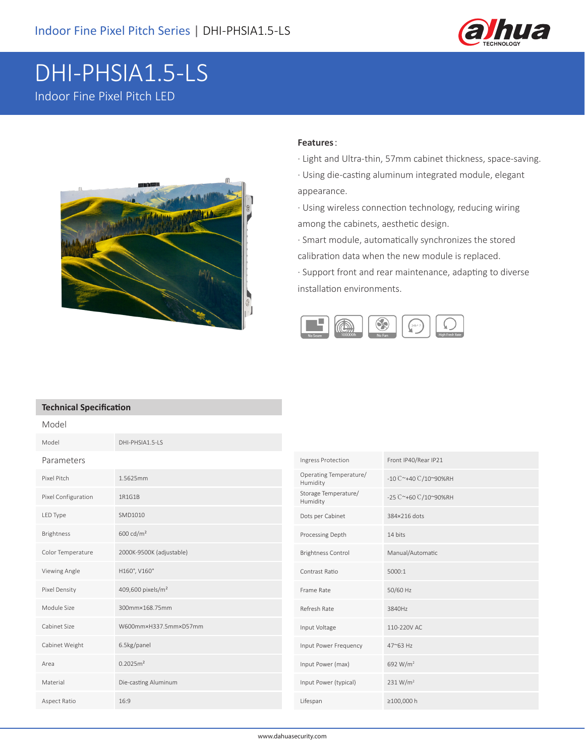# DHI-PHSIA1.5-LS

Indoor Fine Pixel Pitch LED

**Features**:

· Light and Ultra-thin, 57mm cabinet thickness, space-saving.

· Using die-casting aluminum integrated module, elegant appearance.

· Using wireless connection technology, reducing wiring among the cabinets, aesthetic design.

· Smart module, automatically synchronizes the stored calibration data when the new module is replaced.

· Support front and rear maintenance, adapting to diverse installation environments.

No Seam | 100000h | No Fan | 24H×7 | High Fresh Rate

## Technical Specification

### Model

| Model | DHI-PHSIA1.5-LS |
|---|---|

### Parameters

| Parameter | Value |
|---|---|
| Pixel Pitch | 1.5625mm |
| Pixel Configuration | 1R1G1B |
| LED Type | SMD1010 |
| Brightness | 600 cd/m² |
| Color Temperature | 2000K-9500K (adjustable) |
| Viewing Angle | H160°, V160° |
| Pixel Density | 409,600 pixels/m² |
| Module Size | 300mm×168.75mm |
| Cabinet Size | W600mm×H337.5mm×D57mm |
| Cabinet Weight | 6.5kg/panel |
| Area | 0.2025m² |
| Material | Die-casting Aluminum |
| Aspect Ratio | 16:9 |
| Ingress Protection | Front IP40/Rear IP21 |
| Operating Temperature/ Humidity | -10 ℃~+40 ℃/10~90%RH |
| Storage Temperature/ Humidity | -25 ℃~+60 ℃/10~90%RH |
| Dots per Cabinet | 384×216 dots |
| Processing Depth | 14 bits |
| Brightness Control | Manual/Automatic |
| Contrast Ratio | 5000:1 |
| Frame Rate | 50/60 Hz |
| Refresh Rate | 3840Hz |
| Input Voltage | 110-220V AC |
| Input Power Frequency | 47~63 Hz |
| Input Power (max) | 692 W/m² |
| Input Power (typical) | 231 W/m² |
| Lifespan | ≥100,000 h |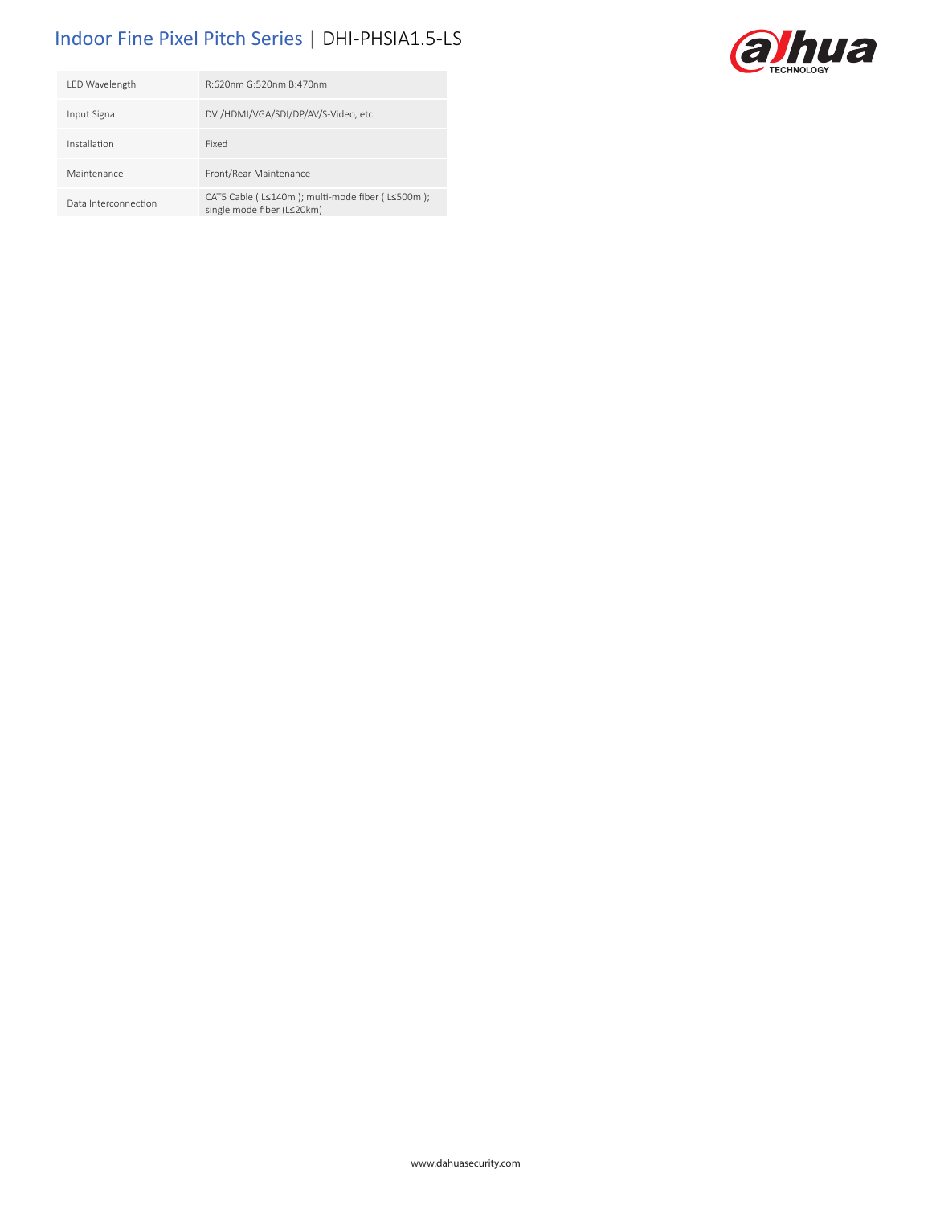| | |
|---|---|
| LED Wavelength | R:620nm G:520nm B:470nm |
| Input Signal | DVI/HDMI/VGA/SDI/DP/AV/S-Video, etc |
| Installation | Fixed |
| Maintenance | Front/Rear Maintenance |
| Data Interconnection | CAT5 Cable ( L≤140m ); multi-mode fiber ( L≤500m ); single mode fiber (L≤20km) |